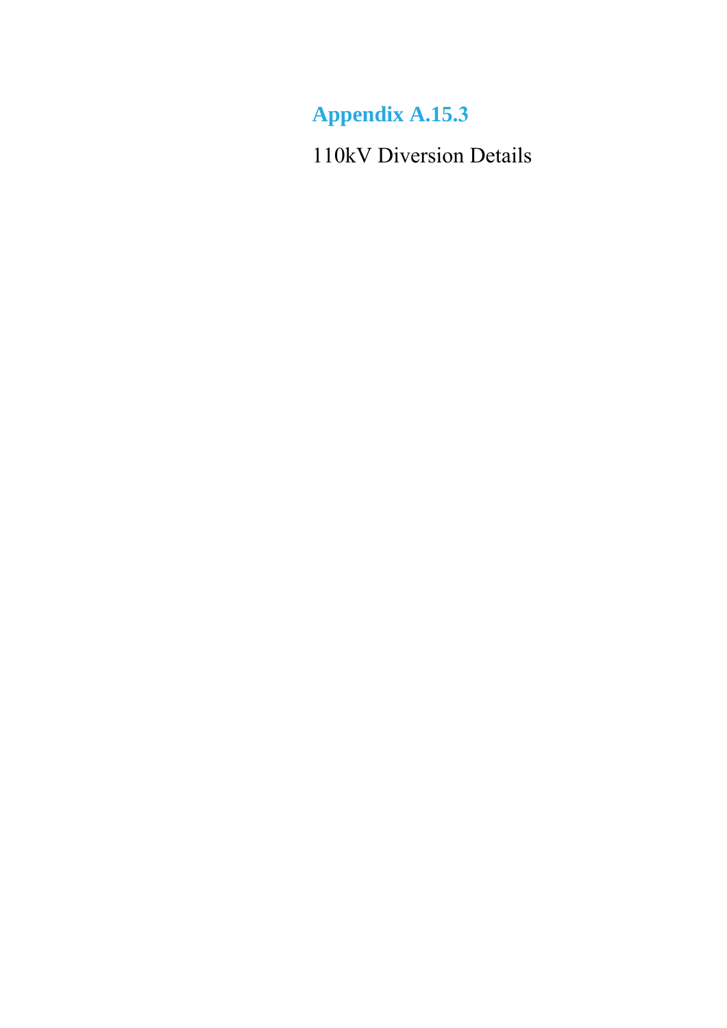# Appendix A.15.3

110kV Diversion Details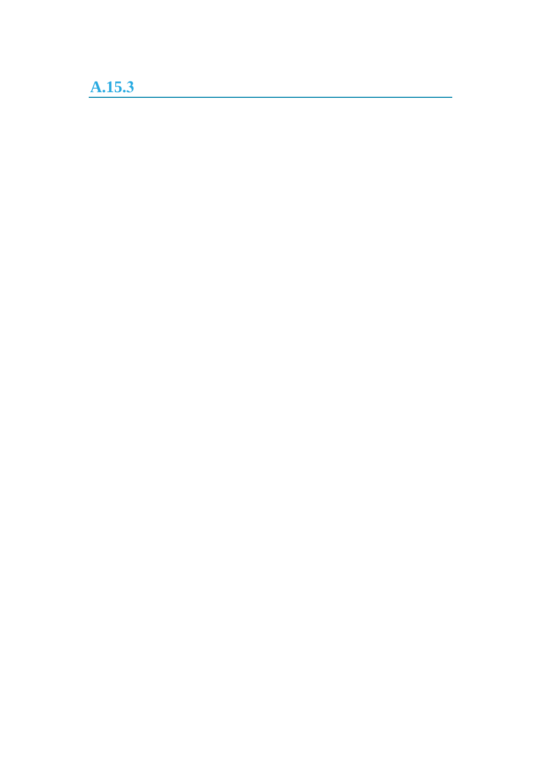## A.15.3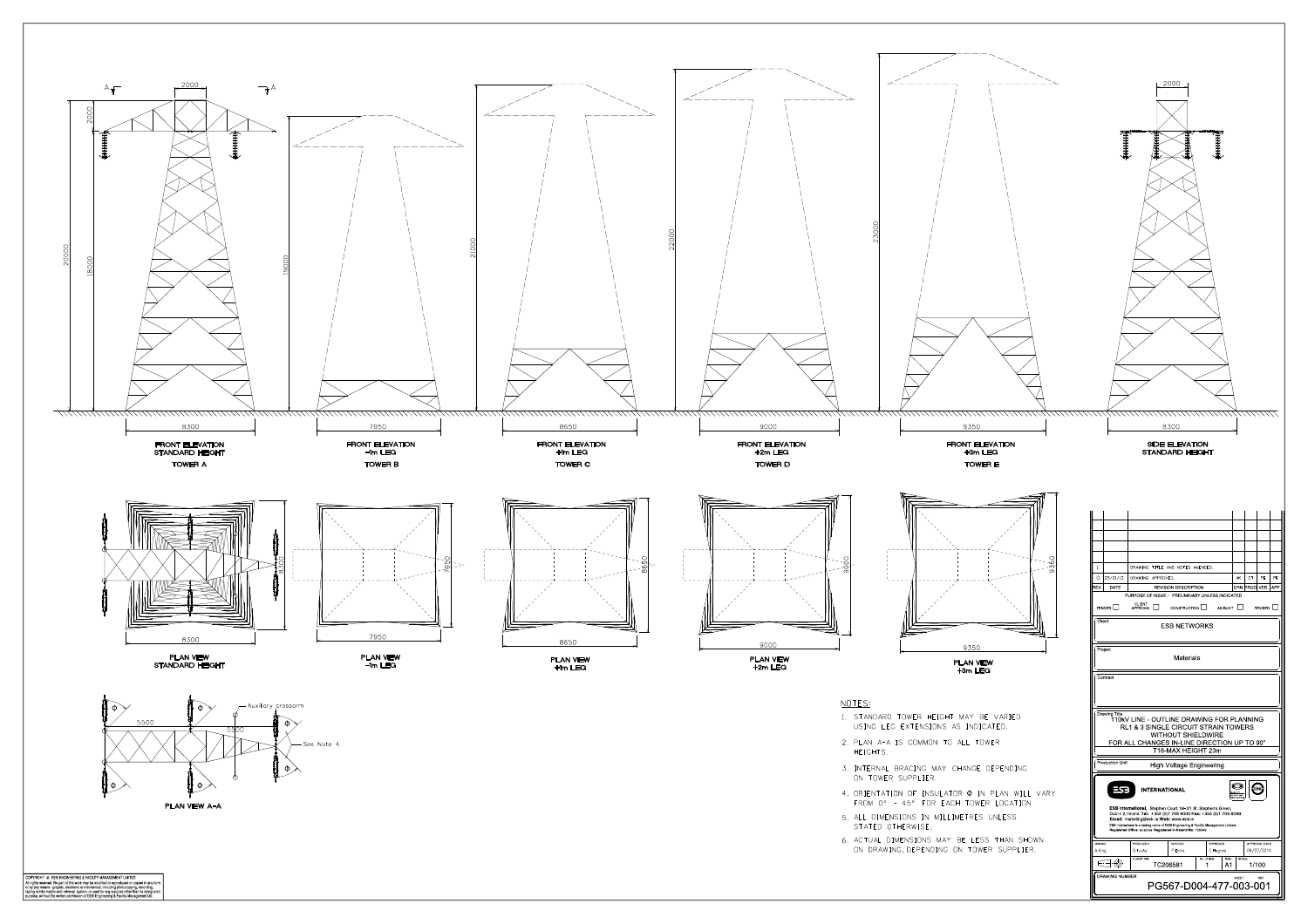FRONT ELEVATION
STANDARD HEIGHT
TOWER A

2000 | 2000 | 20000 | 18000 | 8300

FRONT ELEVATION
-1m LEG
TOWER B

19000 | 7950

FRONT ELEVATION
+1m LEG
TOWER C

21000 | 8650

FRONT ELEVATION
+2m LEG
TOWER D

22000 | 9000

FRONT ELEVATION
+3m LEG
TOWER E

23000 | 9350

SIDE ELEVATION
STANDARD HEIGHT

2000 | 8300

PLAN VIEW
STANDARD HEIGHT

8300 | 8300

PLAN VIEW
-1m LEG

7950 | 7950

PLAN VIEW
+1m LEG

8650 | 8650

PLAN VIEW
+2m LEG

9000 | 9000

PLAN VIEW
+3m LEG

9350 | 9350

PLAN VIEW A-A

5500 | 5500 | Auxiliary crossarm | See Note 4.

## NOTES:

1. STANDARD TOWER HEIGHT MAY BE VARIED USING LEG EXTENSIONS AS INDICATED.
2. PLAN A-A IS COMMON TO ALL TOWER HEIGHTS.
3. INTERNAL BRACING MAY CHANGE DEPENDING ON TOWER SUPPLIER.
4. ORIENTATION OF INSULATOR Φ IN PLAN WILL VARY FROM 0° - 45° FOR EACH TOWER LOCATION.
5. ALL DIMENSIONS IN MILLIMETRES UNLESS STATED OTHERWISE.
6. ACTUAL DIMENSIONS MAY BE LESS THAN SHOWN ON DRAWING, DEPENDING ON TOWER SUPPLIER.

| REV | DATE | REVISION DESCRIPTION | DRN | PROD | VER | APP |
|---|---|---|---|---|---|---|
| 1. | | DRAWING TITLE AND NOTES AMENDED. | | | | |
| 0. | 25/01/12 | DRAWING APPROVED. | AK | DT | PE | PE |

PURPOSE OF ISSUE - PRELIMINARY UNLESS INDICATED

TENDER ☐ CLIENT APPROVAL ☐ CONSTRUCTION ☐ AS BUILT ☐ REVIEWED ☐

Client: ESB NETWORKS

Project: Materials

Contract:

Drawing Title:
110kV LINE - OUTLINE DRAWING FOR PLANNING
RL1 & 3 SINGLE CIRCUIT STRAIN TOWERS
WITHOUT SHIELDWIRE
FOR ALL CHANGES IN-LINE DIRECTION UP TO 90°
T18-MAX HEIGHT 23m

Production Unit: High Voltage Engineering

ESB INTERNATIONAL

ESB International, Stephen Court, 18-21 St. Stephen's Green, Dublin 2, Ireland. Tel: +353 (0)1 703 8000 Fax: +353 (0)1 703 8088
Email: marketing@esbi.ie Web: www.esbi.ie
ESB International is a trading name of ESB Engineering & Facility Management Limited.
Registered Office as above. Registered in Ireland No. 150049

| DRAWN | PRODUCED | VERIFIED | APPROVED | APPROVAL DATE |
|---|---|---|---|---|
| A.King | D.Tuohy | P.Ennis | C.Hughes | 08/07/2014 |

| CLIENT REF | NO. OF SHEETS | SIZE | SCALE |
|---|---|---|---|
| TC206581 | 1 | A1 | 1/100 |

DRAWING NUMBER: PG567-D004-477-003-001

COPYRIGHT © ESB ENGINEERING & FACILITY MANAGEMENT LIMITED
All rights reserved. No part of this work may be modified or reproduced or copied in any form or by any means - graphic, electronic or mechanical, including photocopying, recording, taping or information and retrieval system, or used for any purpose other than its designated purpose, without the written permission of ESB Engineering & Facility Management Ltd.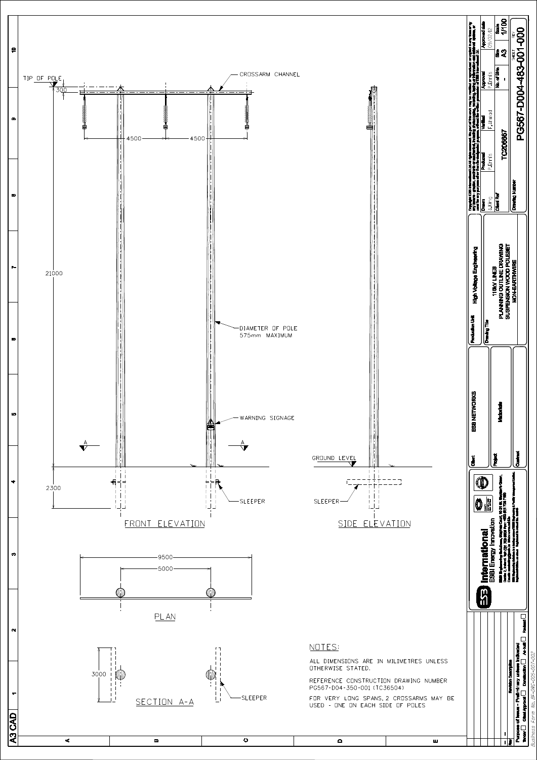TOP OF POLE

300

CROSSARM CHANNEL

4500

4500

21000

DIAMETER OF POLE
575mm MAXIMUM

WARNING SIGNAGE

A

A

GROUND LEVEL

2300

SLEEPER

SLEEPER

FRONT ELEVATION

SIDE ELEVATION

9500

5000

PLAN

3000

SECTION A-A

SLEEPER

NOTES:

ALL DIMENSIONS ARE IN MILIMETRES UNLESS OTHERWISE STATED.

REFERENCE CONSTRUCTION DRAWING NUMBER PG567-D04-350-001 (TC36504)

FOR VERY LONG SPANS, 2 CROSSARMS MAY BE USED - ONE ON EACH SIDE OF POLES

Copyright ESB International Ltd All rights reserved. No part of this work may be modified or reproduced or copied in any form or by any means - graphic, electronic or mechanical, including photocopying, recording, taping or information and retrieval system, or used for any purpose other than its designated purpose, without the written permission of ESB International Ltd.

| Drawn | Produced | Verified | Approved | Approved date |
|---|---|---|---|---|
| J.King | P.Ennis | F.Ahmad | P.Ennis | 09/02/12 |

| Client Ref | No. of Shts | Size | Scale |
|---|---|---|---|
| TC206667 | - | A3 | 1/100 |

Drawing Number: PG567-D004-483-001-000

Production Unit: High Voltage Engineering

Drawing Title: 110kV LINES PLANNING OUTLINE DRAWING SUSPENSION WOOD POLESET NON-EARTHWIRE

Client: ESB NETWORKS

Project: Materials

Contract:

International
ESBI Energy Innovation

Purpose of Issue - Preliminary unless indicated
Tender ☐ Client Approval ☐ Construction ☐ As-built ☐ Revised ☐

Rev | Revision Description

A3 CAD

Business Form No. BF-DNG-005-007-002